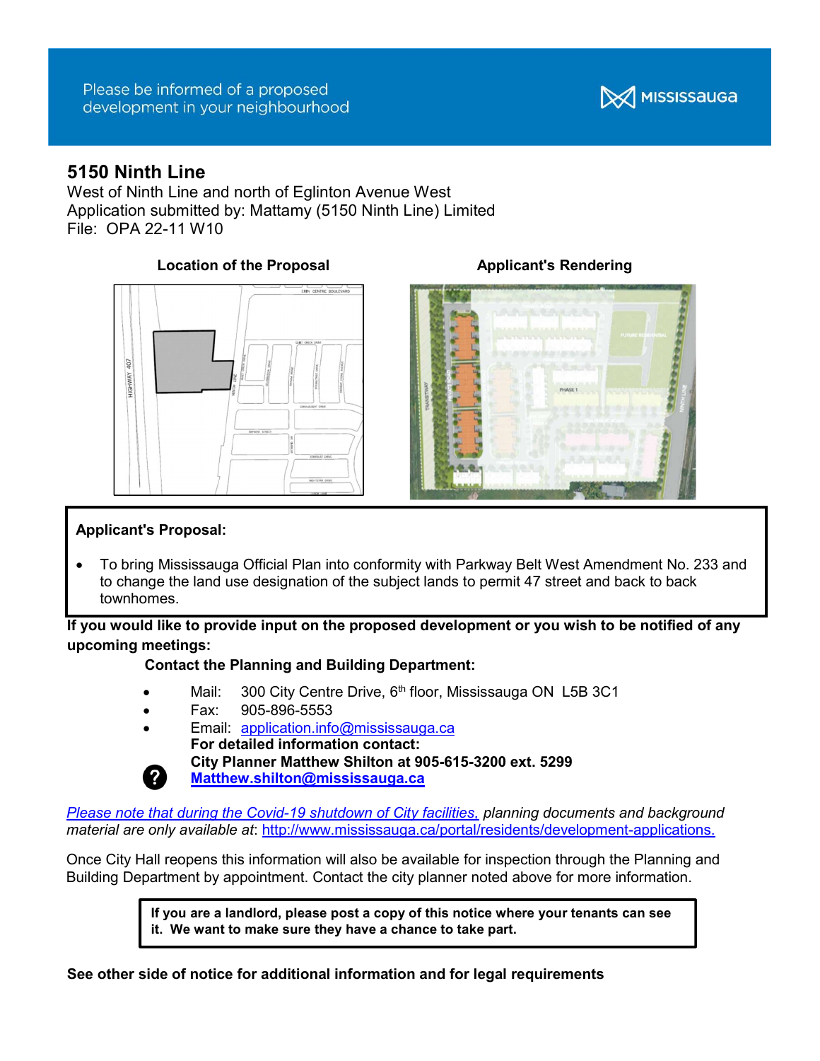Please be informed of a proposed development in your neighbourhood

MISSISSAUGA

# 5150 Ninth Line

West of Ninth Line and north of Eglinton Avenue West
Application submitted by: Mattamy (5150 Ninth Line) Limited
File: OPA 22-11 W10

**Location of the Proposal**

**Applicant's Rendering**

**Applicant's Proposal:**

- To bring Mississauga Official Plan into conformity with Parkway Belt West Amendment No. 233 and to change the land use designation of the subject lands to permit 47 street and back to back townhomes.

**If you would like to provide input on the proposed development or you wish to be notified of any upcoming meetings:**

**Contact the Planning and Building Department:**

- Mail: 300 City Centre Drive, 6th floor, Mississauga ON L5B 3C1
- Fax: 905-896-5553
- Email: application.info@mississauga.ca

**For detailed information contact:**
**City Planner Matthew Shilton at 905-615-3200 ext. 5299**
**Matthew.shilton@mississauga.ca**

*Please note that during the Covid-19 shutdown of City facilities, planning documents and background material are only available at*: http://www.mississauga.ca/portal/residents/development-applications.

Once City Hall reopens this information will also be available for inspection through the Planning and Building Department by appointment. Contact the city planner noted above for more information.

**If you are a landlord, please post a copy of this notice where your tenants can see it. We want to make sure they have a chance to take part.**

**See other side of notice for additional information and for legal requirements**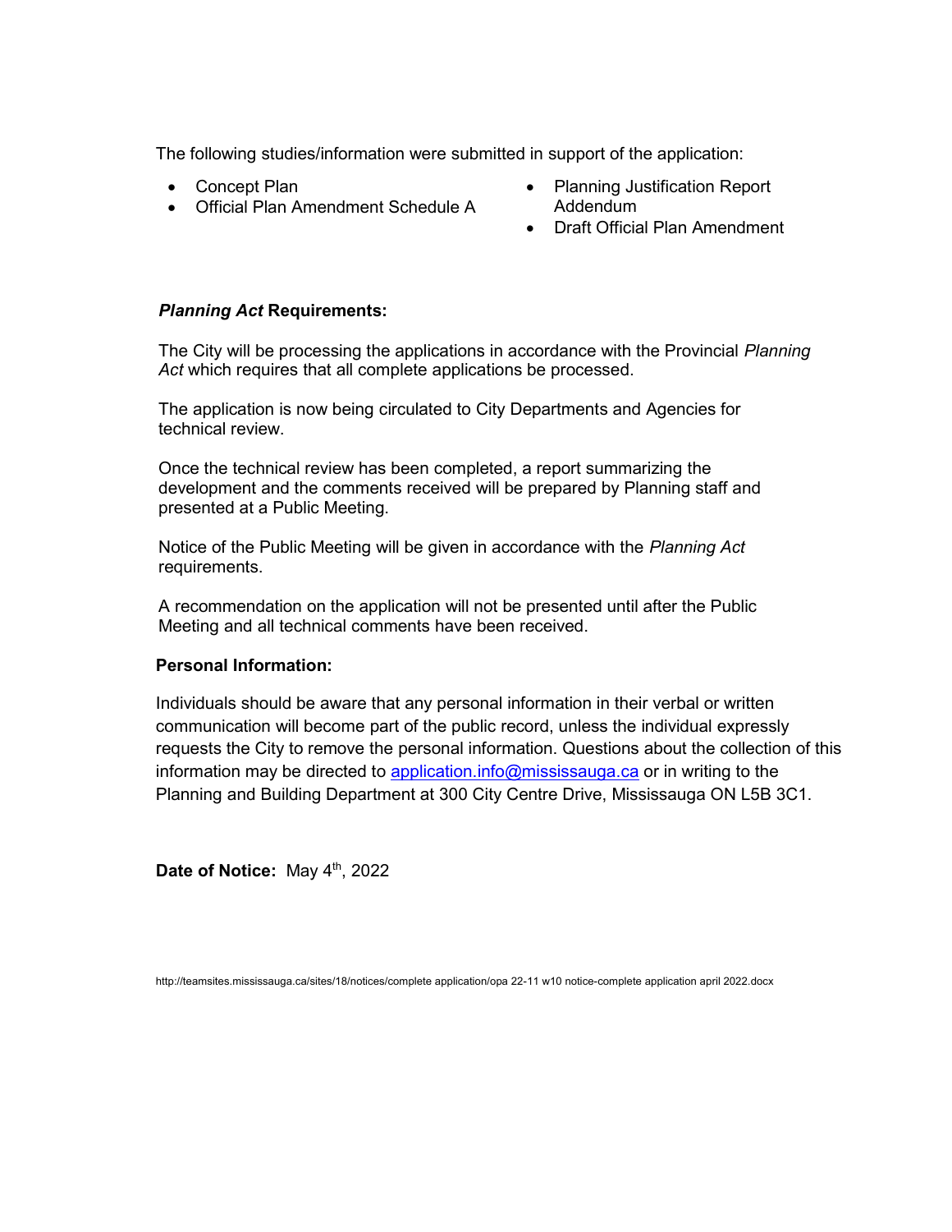The following studies/information were submitted in support of the application:

- Concept Plan
- Official Plan Amendment Schedule A
- Planning Justification Report Addendum
- Draft Official Plan Amendment

**_Planning Act_ Requirements:**

The City will be processing the applications in accordance with the Provincial *Planning Act* which requires that all complete applications be processed.

The application is now being circulated to City Departments and Agencies for technical review.

Once the technical review has been completed, a report summarizing the development and the comments received will be prepared by Planning staff and presented at a Public Meeting.

Notice of the Public Meeting will be given in accordance with the *Planning Act* requirements.

A recommendation on the application will not be presented until after the Public Meeting and all technical comments have been received.

**Personal Information:**

Individuals should be aware that any personal information in their verbal or written communication will become part of the public record, unless the individual expressly requests the City to remove the personal information. Questions about the collection of this information may be directed to application.info@mississauga.ca or in writing to the Planning and Building Department at 300 City Centre Drive, Mississauga ON L5B 3C1.

**Date of Notice:** May 4th, 2022

http://teamsites.mississauga.ca/sites/18/notices/complete application/opa 22-11 w10 notice-complete application april 2022.docx